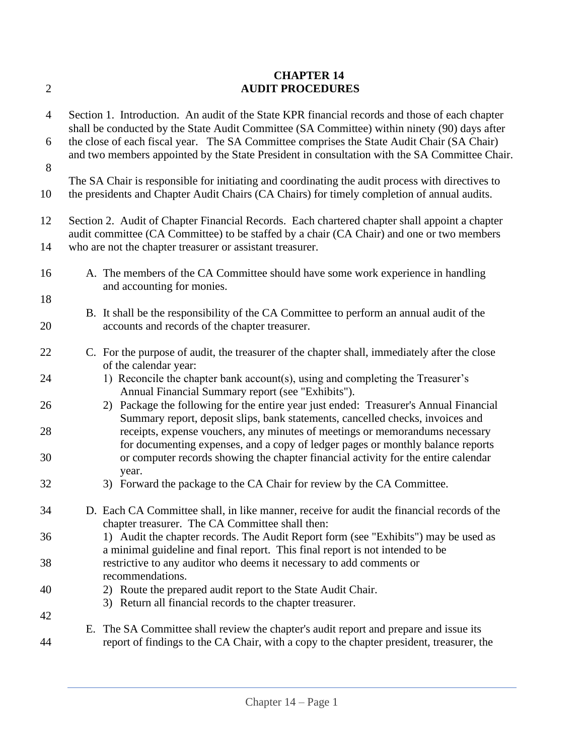# CHAPTER 14
# AUDIT PROCEDURES

Section 1. Introduction. An audit of the State KPR financial records and those of each chapter shall be conducted by the State Audit Committee (SA Committee) within ninety (90) days after the close of each fiscal year. The SA Committee comprises the State Audit Chair (SA Chair) and two members appointed by the State President in consultation with the SA Committee Chair.

The SA Chair is responsible for initiating and coordinating the audit process with directives to the presidents and Chapter Audit Chairs (CA Chairs) for timely completion of annual audits.

Section 2. Audit of Chapter Financial Records. Each chartered chapter shall appoint a chapter audit committee (CA Committee) to be staffed by a chair (CA Chair) and one or two members who are not the chapter treasurer or assistant treasurer.

A. The members of the CA Committee should have some work experience in handling and accounting for monies.

B. It shall be the responsibility of the CA Committee to perform an annual audit of the accounts and records of the chapter treasurer.

C. For the purpose of audit, the treasurer of the chapter shall, immediately after the close of the calendar year:
   1) Reconcile the chapter bank account(s), using and completing the Treasurer's Annual Financial Summary report (see "Exhibits").
   2) Package the following for the entire year just ended: Treasurer's Annual Financial Summary report, deposit slips, bank statements, cancelled checks, invoices and receipts, expense vouchers, any minutes of meetings or memorandums necessary for documenting expenses, and a copy of ledger pages or monthly balance reports or computer records showing the chapter financial activity for the entire calendar year.
   3) Forward the package to the CA Chair for review by the CA Committee.

D. Each CA Committee shall, in like manner, receive for audit the financial records of the chapter treasurer. The CA Committee shall then:
   1) Audit the chapter records. The Audit Report form (see "Exhibits") may be used as a minimal guideline and final report. This final report is not intended to be restrictive to any auditor who deems it necessary to add comments or recommendations.
   2) Route the prepared audit report to the State Audit Chair.
   3) Return all financial records to the chapter treasurer.

E. The SA Committee shall review the chapter's audit report and prepare and issue its report of findings to the CA Chair, with a copy to the chapter president, treasurer, the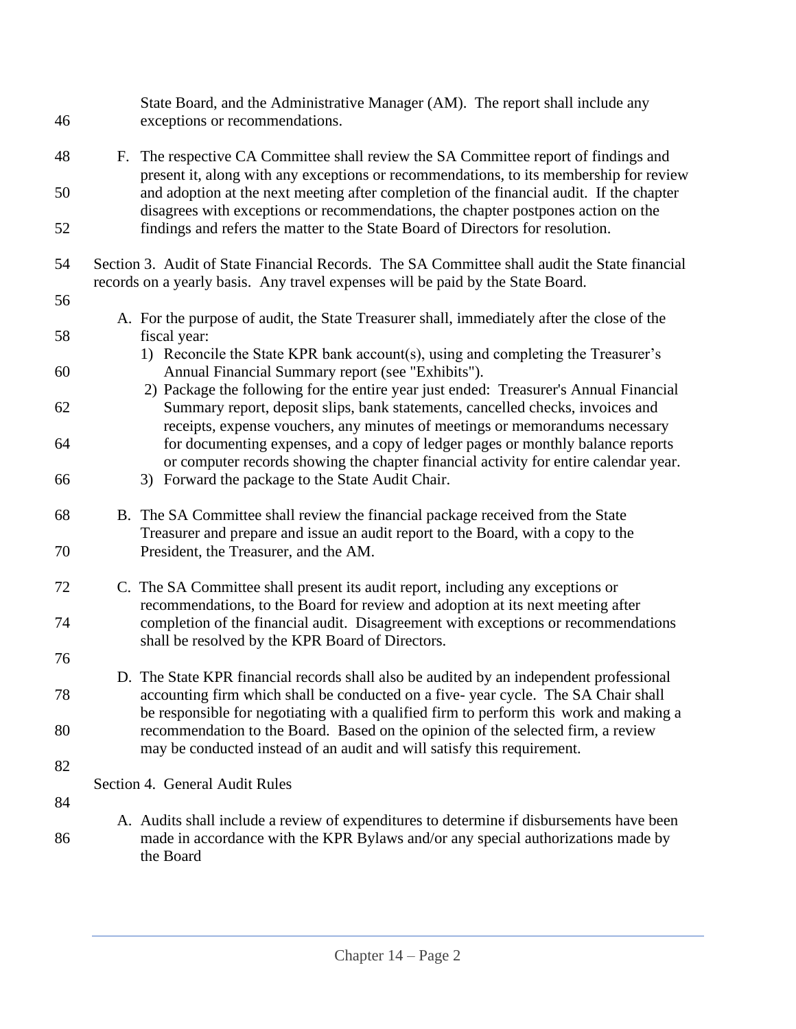State Board, and the Administrative Manager (AM). The report shall include any exceptions or recommendations.

F. The respective CA Committee shall review the SA Committee report of findings and present it, along with any exceptions or recommendations, to its membership for review and adoption at the next meeting after completion of the financial audit. If the chapter disagrees with exceptions or recommendations, the chapter postpones action on the findings and refers the matter to the State Board of Directors for resolution.

Section 3. Audit of State Financial Records. The SA Committee shall audit the State financial records on a yearly basis. Any travel expenses will be paid by the State Board.

A. For the purpose of audit, the State Treasurer shall, immediately after the close of the fiscal year:
   1) Reconcile the State KPR bank account(s), using and completing the Treasurer's Annual Financial Summary report (see "Exhibits").
   2) Package the following for the entire year just ended: Treasurer's Annual Financial Summary report, deposit slips, bank statements, cancelled checks, invoices and receipts, expense vouchers, any minutes of meetings or memorandums necessary for documenting expenses, and a copy of ledger pages or monthly balance reports or computer records showing the chapter financial activity for entire calendar year.
   3) Forward the package to the State Audit Chair.

B. The SA Committee shall review the financial package received from the State Treasurer and prepare and issue an audit report to the Board, with a copy to the President, the Treasurer, and the AM.

C. The SA Committee shall present its audit report, including any exceptions or recommendations, to the Board for review and adoption at its next meeting after completion of the financial audit. Disagreement with exceptions or recommendations shall be resolved by the KPR Board of Directors.

D. The State KPR financial records shall also be audited by an independent professional accounting firm which shall be conducted on a five- year cycle. The SA Chair shall be responsible for negotiating with a qualified firm to perform this work and making a recommendation to the Board. Based on the opinion of the selected firm, a review may be conducted instead of an audit and will satisfy this requirement.

Section 4. General Audit Rules

A. Audits shall include a review of expenditures to determine if disbursements have been made in accordance with the KPR Bylaws and/or any special authorizations made by the Board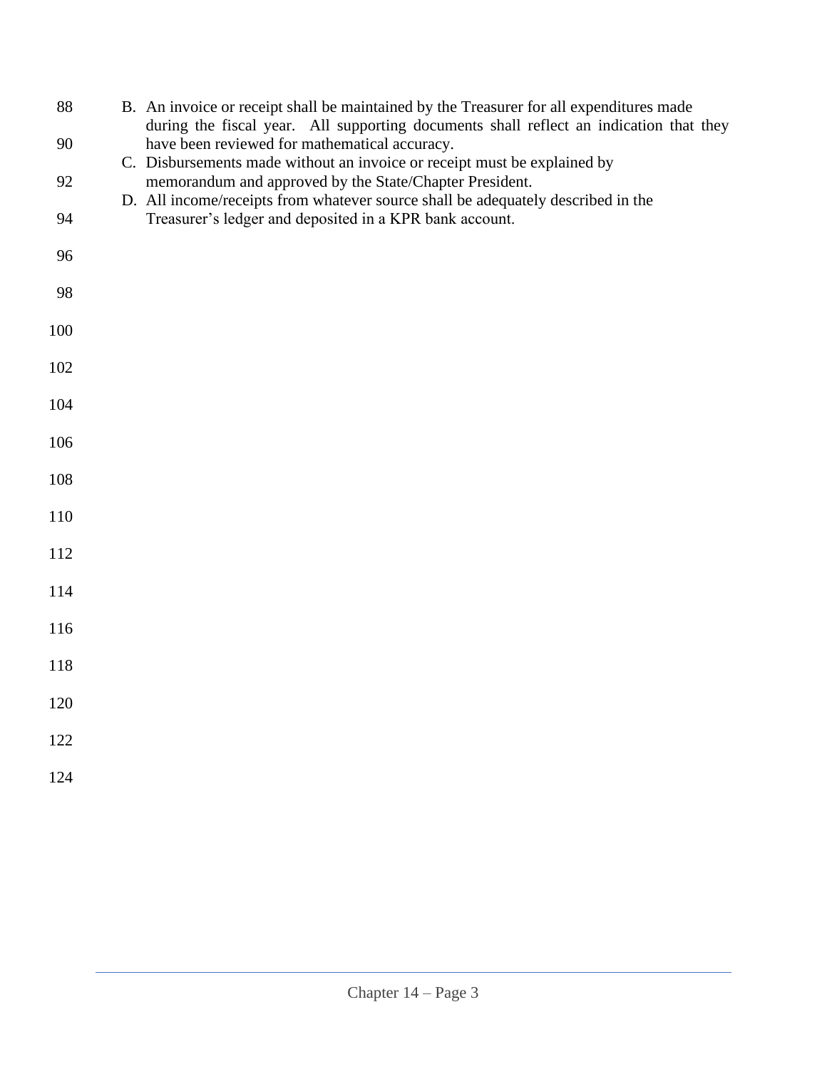B. An invoice or receipt shall be maintained by the Treasurer for all expenditures made during the fiscal year. All supporting documents shall reflect an indication that they have been reviewed for mathematical accuracy.

C. Disbursements made without an invoice or receipt must be explained by memorandum and approved by the State/Chapter President.

D. All income/receipts from whatever source shall be adequately described in the Treasurer's ledger and deposited in a KPR bank account.